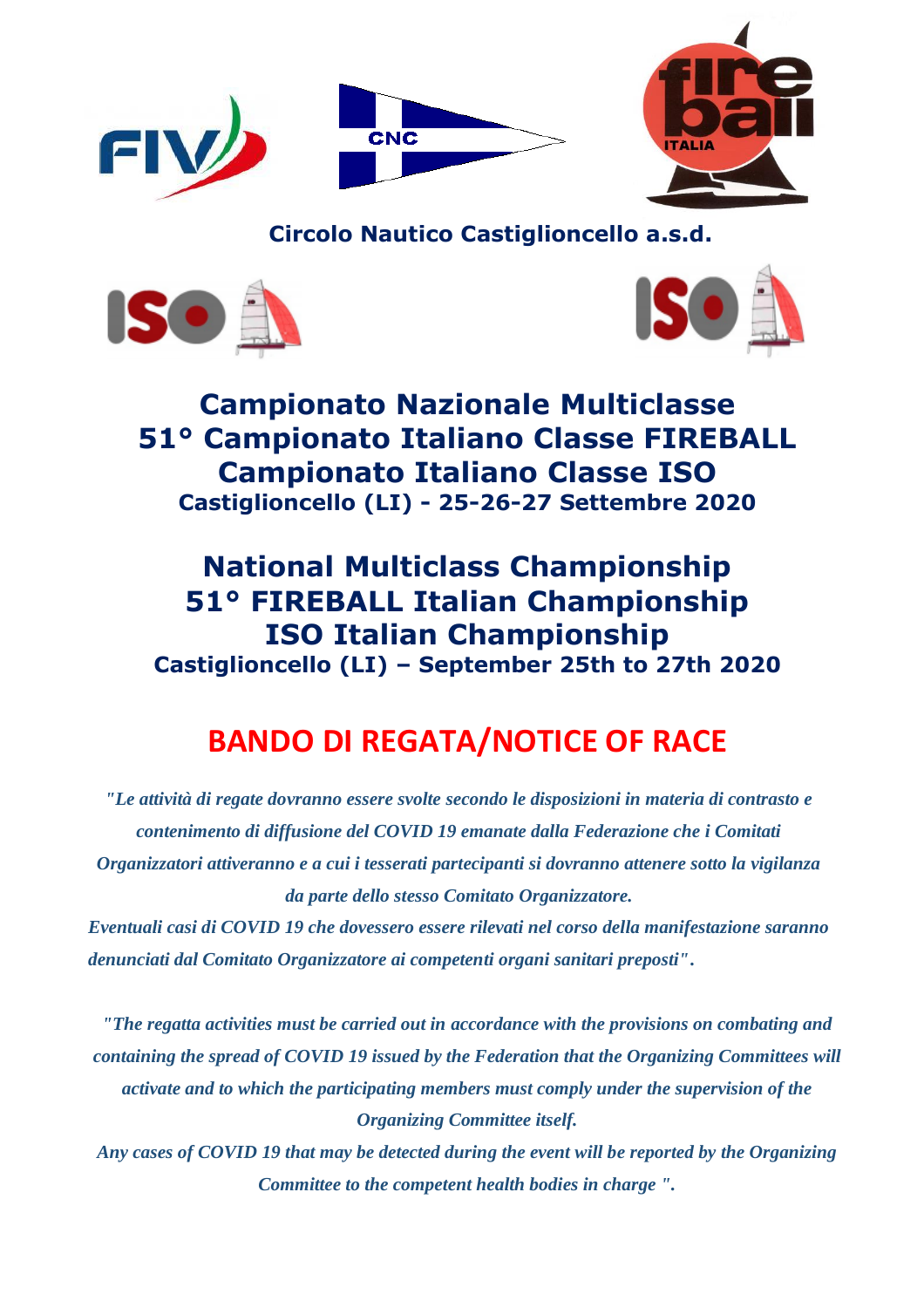**Circolo Nautico Castiglioncello a.s.d.**

# Campionato Nazionale Multiclasse
# 51° Campionato Italiano Classe FIREBALL
# Campionato Italiano Classe ISO
**Castiglioncello (LI) - 25-26-27 Settembre 2020**

# National Multiclass Championship
# 51° FIREBALL Italian Championship
# ISO Italian Championship
**Castiglioncello (LI) – September 25th to 27th 2020**

# BANDO DI REGATA/NOTICE OF RACE

*"Le attività di regate dovranno essere svolte secondo le disposizioni in materia di contrasto e contenimento di diffusione del COVID 19 emanate dalla Federazione che i Comitati Organizzatori attiveranno e a cui i tesserati partecipanti si dovranno attenere sotto la vigilanza da parte dello stesso Comitato Organizzatore.*
*Eventuali casi di COVID 19 che dovessero essere rilevati nel corso della manifestazione saranno denunciati dal Comitato Organizzatore ai competenti organi sanitari preposti".*

*"The regatta activities must be carried out in accordance with the provisions on combating and containing the spread of COVID 19 issued by the Federation that the Organizing Committees will activate and to which the participating members must comply under the supervision of the Organizing Committee itself.*
*Any cases of COVID 19 that may be detected during the event will be reported by the Organizing Committee to the competent health bodies in charge ".*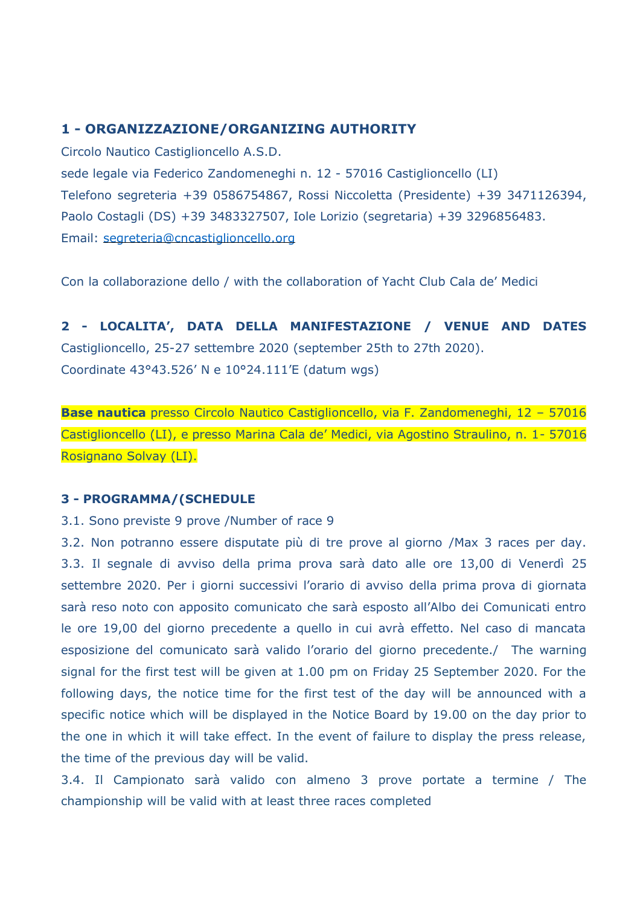## 1 - ORGANIZZAZIONE/ORGANIZING AUTHORITY

Circolo Nautico Castiglioncello A.S.D.
sede legale via Federico Zandomeneghi n. 12 - 57016 Castiglioncello (LI)
Telefono segreteria +39 0586754867, Rossi Niccoletta (Presidente) +39 3471126394, Paolo Costagli (DS) +39 3483327507, Iole Lorizio (segretaria) +39 3296856483.
Email: segreteria@cncastiglioncello.org

Con la collaborazione dello / with the collaboration of Yacht Club Cala de' Medici

## 2 - LOCALITA', DATA DELLA MANIFESTAZIONE / VENUE AND DATES

Castiglioncello, 25-27 settembre 2020 (september 25th to 27th 2020).
Coordinate 43°43.526' N e 10°24.111'E (datum wgs)

**Base nautica** presso Circolo Nautico Castiglioncello, via F. Zandomeneghi, 12 – 57016 Castiglioncello (LI), e presso Marina Cala de' Medici, via Agostino Straulino, n. 1- 57016 Rosignano Solvay (LI).

## 3 - PROGRAMMA/(SCHEDULE

3.1. Sono previste 9 prove /Number of race 9

3.2. Non potranno essere disputate più di tre prove al giorno /Max 3 races per day.

3.3. Il segnale di avviso della prima prova sarà dato alle ore 13,00 di Venerdì 25 settembre 2020. Per i giorni successivi l'orario di avviso della prima prova di giornata sarà reso noto con apposito comunicato che sarà esposto all'Albo dei Comunicati entro le ore 19,00 del giorno precedente a quello in cui avrà effetto. Nel caso di mancata esposizione del comunicato sarà valido l'orario del giorno precedente./ The warning signal for the first test will be given at 1.00 pm on Friday 25 September 2020. For the following days, the notice time for the first test of the day will be announced with a specific notice which will be displayed in the Notice Board by 19.00 on the day prior to the one in which it will take effect. In the event of failure to display the press release, the time of the previous day will be valid.

3.4. Il Campionato sarà valido con almeno 3 prove portate a termine / The championship will be valid with at least three races completed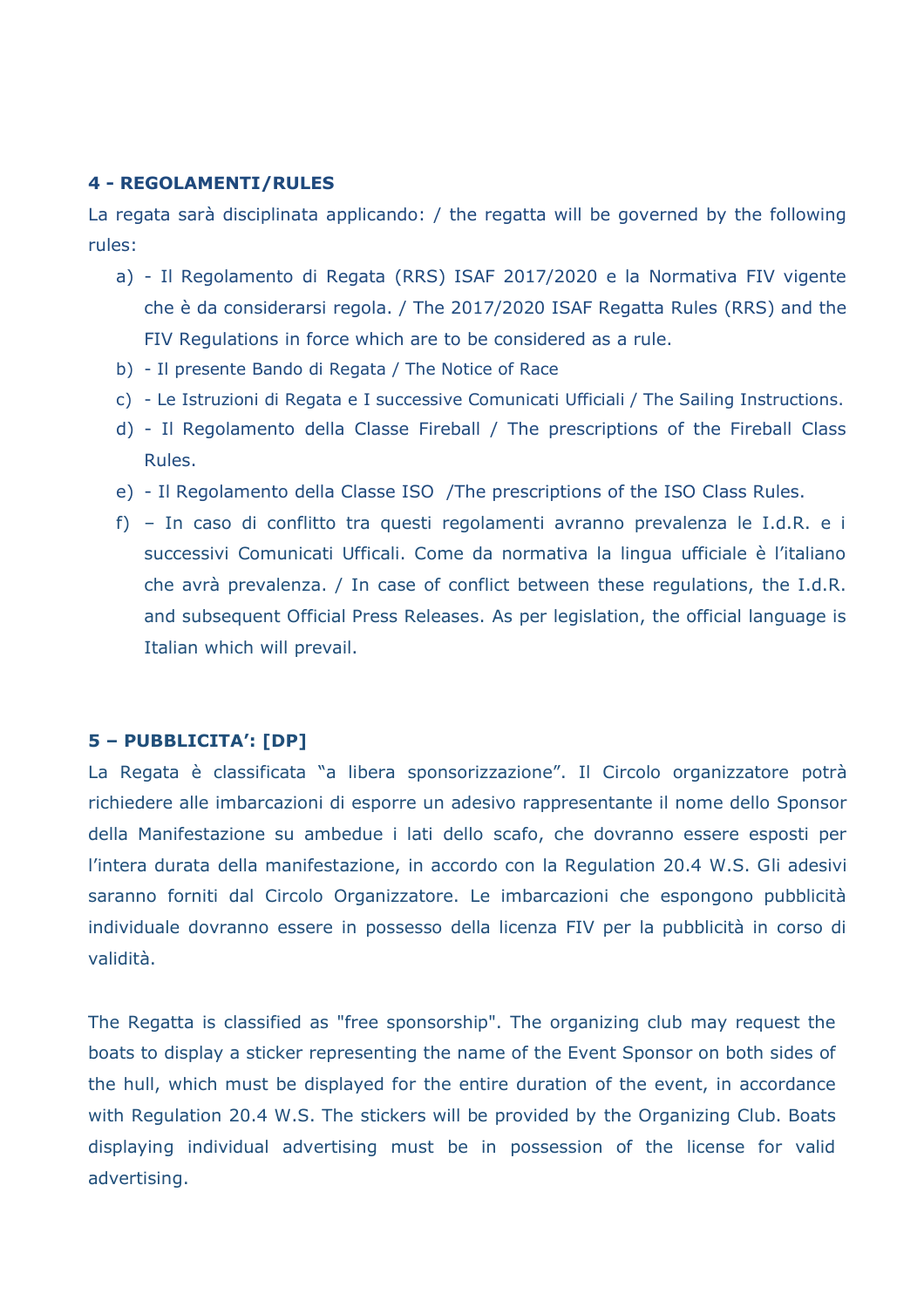**4 - REGOLAMENTI/RULES**

La regata sarà disciplinata applicando: / the regatta will be governed by the following rules:

a) - Il Regolamento di Regata (RRS) ISAF 2017/2020 e la Normativa FIV vigente che è da considerarsi regola. / The 2017/2020 ISAF Regatta Rules (RRS) and the FIV Regulations in force which are to be considered as a rule.
b) - Il presente Bando di Regata / The Notice of Race
c) - Le Istruzioni di Regata e I successive Comunicati Ufficiali / The Sailing Instructions.
d) - Il Regolamento della Classe Fireball / The prescriptions of the Fireball Class Rules.
e) - Il Regolamento della Classe ISO /The prescriptions of the ISO Class Rules.
f) – In caso di conflitto tra questi regolamenti avranno prevalenza le I.d.R. e i successivi Comunicati Ufficali. Come da normativa la lingua ufficiale è l'italiano che avrà prevalenza. / In case of conflict between these regulations, the I.d.R. and subsequent Official Press Releases. As per legislation, the official language is Italian which will prevail.

**5 – PUBBLICITA': [DP]**

La Regata è classificata "a libera sponsorizzazione". Il Circolo organizzatore potrà richiedere alle imbarcazioni di esporre un adesivo rappresentante il nome dello Sponsor della Manifestazione su ambedue i lati dello scafo, che dovranno essere esposti per l'intera durata della manifestazione, in accordo con la Regulation 20.4 W.S. Gli adesivi saranno forniti dal Circolo Organizzatore. Le imbarcazioni che espongono pubblicità individuale dovranno essere in possesso della licenza FIV per la pubblicità in corso di validità.

The Regatta is classified as "free sponsorship". The organizing club may request the boats to display a sticker representing the name of the Event Sponsor on both sides of the hull, which must be displayed for the entire duration of the event, in accordance with Regulation 20.4 W.S. The stickers will be provided by the Organizing Club. Boats displaying individual advertising must be in possession of the license for valid advertising.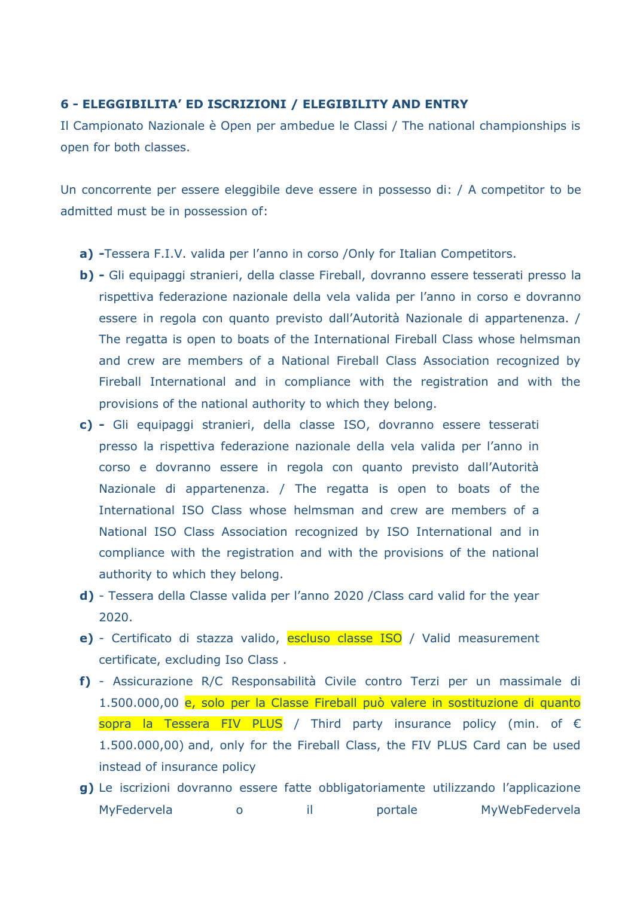**6 - ELEGGIBILITA' ED ISCRIZIONI / ELEGIBILITY AND ENTRY**

Il Campionato Nazionale è Open per ambedue le Classi / The national championships is open for both classes.

Un concorrente per essere eleggibile deve essere in possesso di: / A competitor to be admitted must be in possession of:

**a) -**Tessera F.I.V. valida per l'anno in corso /Only for Italian Competitors.

**b) -** Gli equipaggi stranieri, della classe Fireball, dovranno essere tesserati presso la rispettiva federazione nazionale della vela valida per l'anno in corso e dovranno essere in regola con quanto previsto dall'Autorità Nazionale di appartenenza. / The regatta is open to boats of the International Fireball Class whose helmsman and crew are members of a National Fireball Class Association recognized by Fireball International and in compliance with the registration and with the provisions of the national authority to which they belong.

**c) -** Gli equipaggi stranieri, della classe ISO, dovranno essere tesserati presso la rispettiva federazione nazionale della vela valida per l'anno in corso e dovranno essere in regola con quanto previsto dall'Autorità Nazionale di appartenenza. / The regatta is open to boats of the International ISO Class whose helmsman and crew are members of a National ISO Class Association recognized by ISO International and in compliance with the registration and with the provisions of the national authority to which they belong.

**d)** - Tessera della Classe valida per l'anno 2020 /Class card valid for the year 2020.

**e)** - Certificato di stazza valido, escluso classe ISO / Valid measurement certificate, excluding Iso Class .

**f)** - Assicurazione R/C Responsabilità Civile contro Terzi per un massimale di 1.500.000,00 e, solo per la Classe Fireball può valere in sostituzione di quanto sopra la Tessera FIV PLUS / Third party insurance policy (min. of € 1.500.000,00) and, only for the Fireball Class, the FIV PLUS Card can be used instead of insurance policy

**g)** Le iscrizioni dovranno essere fatte obbligatoriamente utilizzando l'applicazione MyFedervela o il portale MyWebFedervela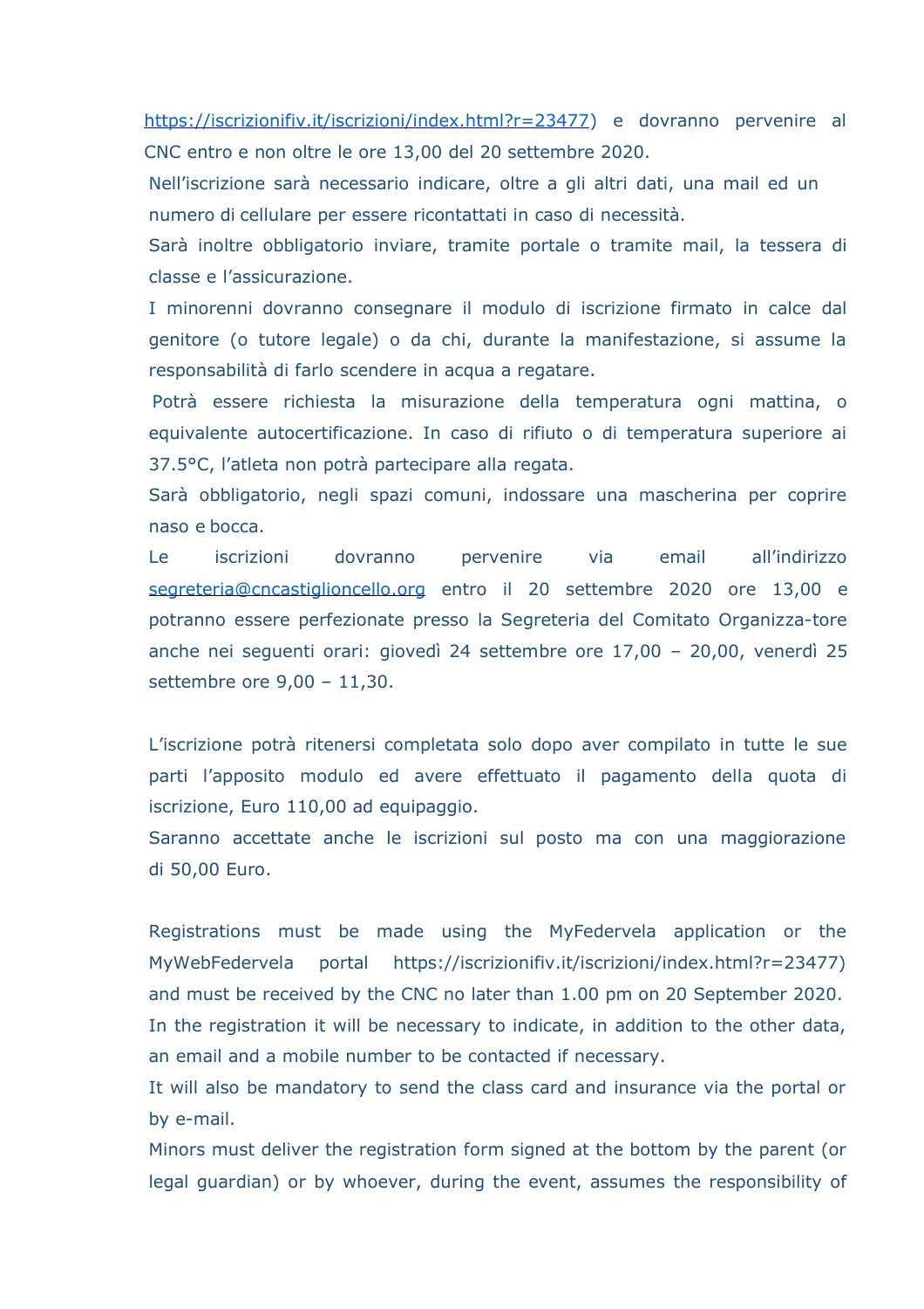https://iscrizionifiv.it/iscrizioni/index.html?r=23477) e dovranno pervenire al CNC entro e non oltre le ore 13,00 del 20 settembre 2020.

Nell'iscrizione sarà necessario indicare, oltre a gli altri dati, una mail ed un numero di cellulare per essere ricontattati in caso di necessità.

Sarà inoltre obbligatorio inviare, tramite portale o tramite mail, la tessera di classe e l'assicurazione.

I minorenni dovranno consegnare il modulo di iscrizione firmato in calce dal genitore (o tutore legale) o da chi, durante la manifestazione, si assume la responsabilità di farlo scendere in acqua a regatare.

Potrà essere richiesta la misurazione della temperatura ogni mattina, o equivalente autocertificazione. In caso di rifiuto o di temperatura superiore ai 37.5°C, l'atleta non potrà partecipare alla regata.

Sarà obbligatorio, negli spazi comuni, indossare una mascherina per coprire naso e bocca.

Le iscrizioni dovranno pervenire via email all'indirizzo segreteria@cncastiglioncello.org entro il 20 settembre 2020 ore 13,00 e potranno essere perfezionate presso la Segreteria del Comitato Organizza-tore anche nei seguenti orari: giovedì 24 settembre ore 17,00 – 20,00, venerdì 25 settembre ore 9,00 – 11,30.

L'iscrizione potrà ritenersi completata solo dopo aver compilato in tutte le sue parti l'apposito modulo ed avere effettuato il pagamento della quota di iscrizione, Euro 110,00 ad equipaggio.

Saranno accettate anche le iscrizioni sul posto ma con una maggiorazione di 50,00 Euro.

Registrations must be made using the MyFedervela application or the MyWebFedervela portal https://iscrizionifiv.it/iscrizioni/index.html?r=23477) and must be received by the CNC no later than 1.00 pm on 20 September 2020.

In the registration it will be necessary to indicate, in addition to the other data, an email and a mobile number to be contacted if necessary.

It will also be mandatory to send the class card and insurance via the portal or by e-mail.

Minors must deliver the registration form signed at the bottom by the parent (or legal guardian) or by whoever, during the event, assumes the responsibility of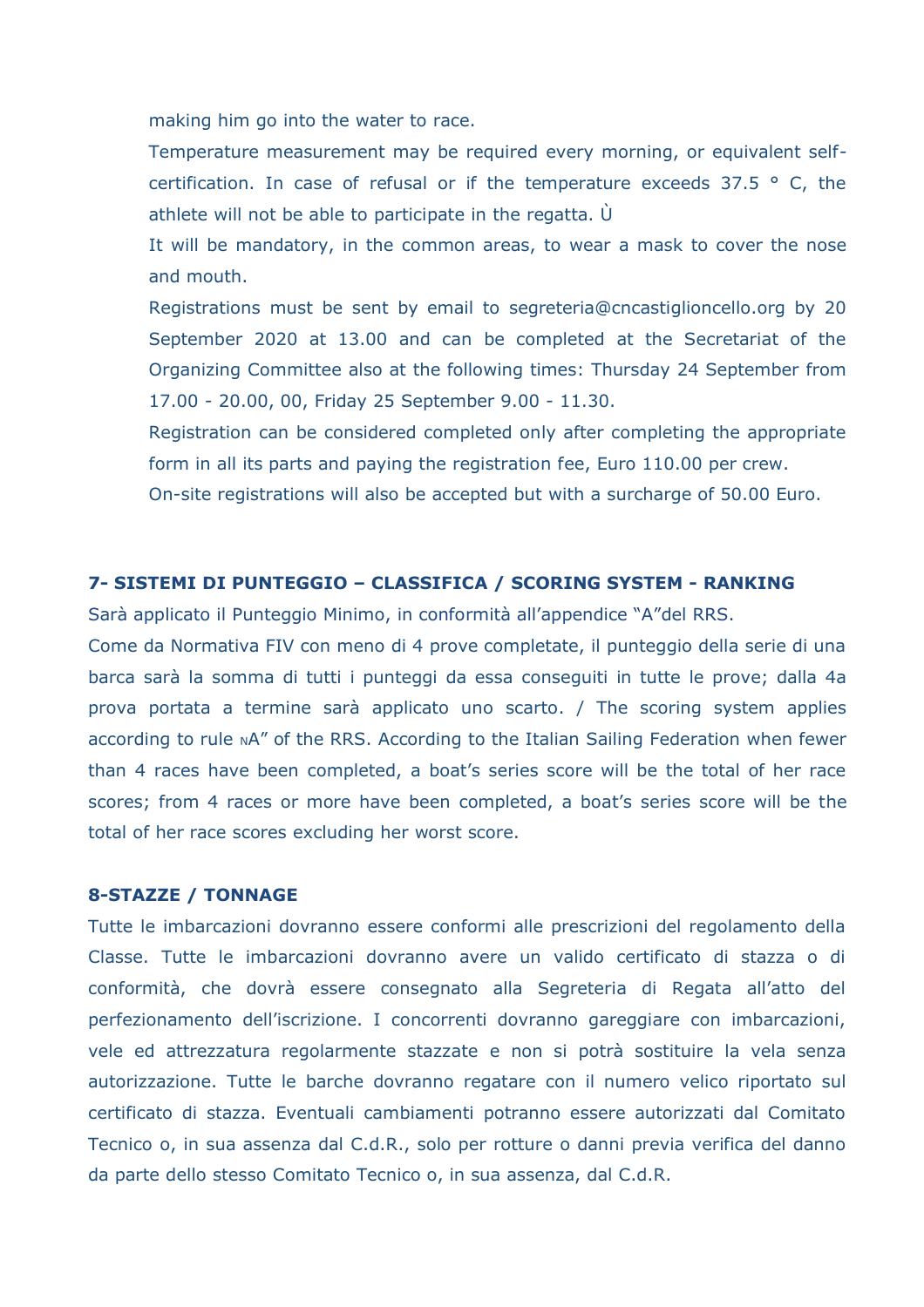making him go into the water to race.

Temperature measurement may be required every morning, or equivalent self-certification. In case of refusal or if the temperature exceeds 37.5 ° C, the athlete will not be able to participate in the regatta. Ù

It will be mandatory, in the common areas, to wear a mask to cover the nose and mouth.

Registrations must be sent by email to segreteria@cncastiglioncello.org by 20 September 2020 at 13.00 and can be completed at the Secretariat of the Organizing Committee also at the following times: Thursday 24 September from 17.00 - 20.00, 00, Friday 25 September 9.00 - 11.30.

Registration can be considered completed only after completing the appropriate form in all its parts and paying the registration fee, Euro 110.00 per crew.

On-site registrations will also be accepted but with a surcharge of 50.00 Euro.

### 7- SISTEMI DI PUNTEGGIO – CLASSIFICA / SCORING SYSTEM - RANKING

Sarà applicato il Punteggio Minimo, in conformità all'appendice "A"del RRS.

Come da Normativa FIV con meno di 4 prove completate, il punteggio della serie di una barca sarà la somma di tutti i punteggi da essa conseguiti in tutte le prove; dalla 4a prova portata a termine sarà applicato uno scarto. / The scoring system applies according to rule NA" of the RRS. According to the Italian Sailing Federation when fewer than 4 races have been completed, a boat's series score will be the total of her race scores; from 4 races or more have been completed, a boat's series score will be the total of her race scores excluding her worst score.

### 8-STAZZE / TONNAGE

Tutte le imbarcazioni dovranno essere conformi alle prescrizioni del regolamento della Classe. Tutte le imbarcazioni dovranno avere un valido certificato di stazza o di conformità, che dovrà essere consegnato alla Segreteria di Regata all'atto del perfezionamento dell'iscrizione. I concorrenti dovranno gareggiare con imbarcazioni, vele ed attrezzatura regolarmente stazzate e non si potrà sostituire la vela senza autorizzazione. Tutte le barche dovranno regatare con il numero velico riportato sul certificato di stazza. Eventuali cambiamenti potranno essere autorizzati dal Comitato Tecnico o, in sua assenza dal C.d.R., solo per rotture o danni previa verifica del danno da parte dello stesso Comitato Tecnico o, in sua assenza, dal C.d.R.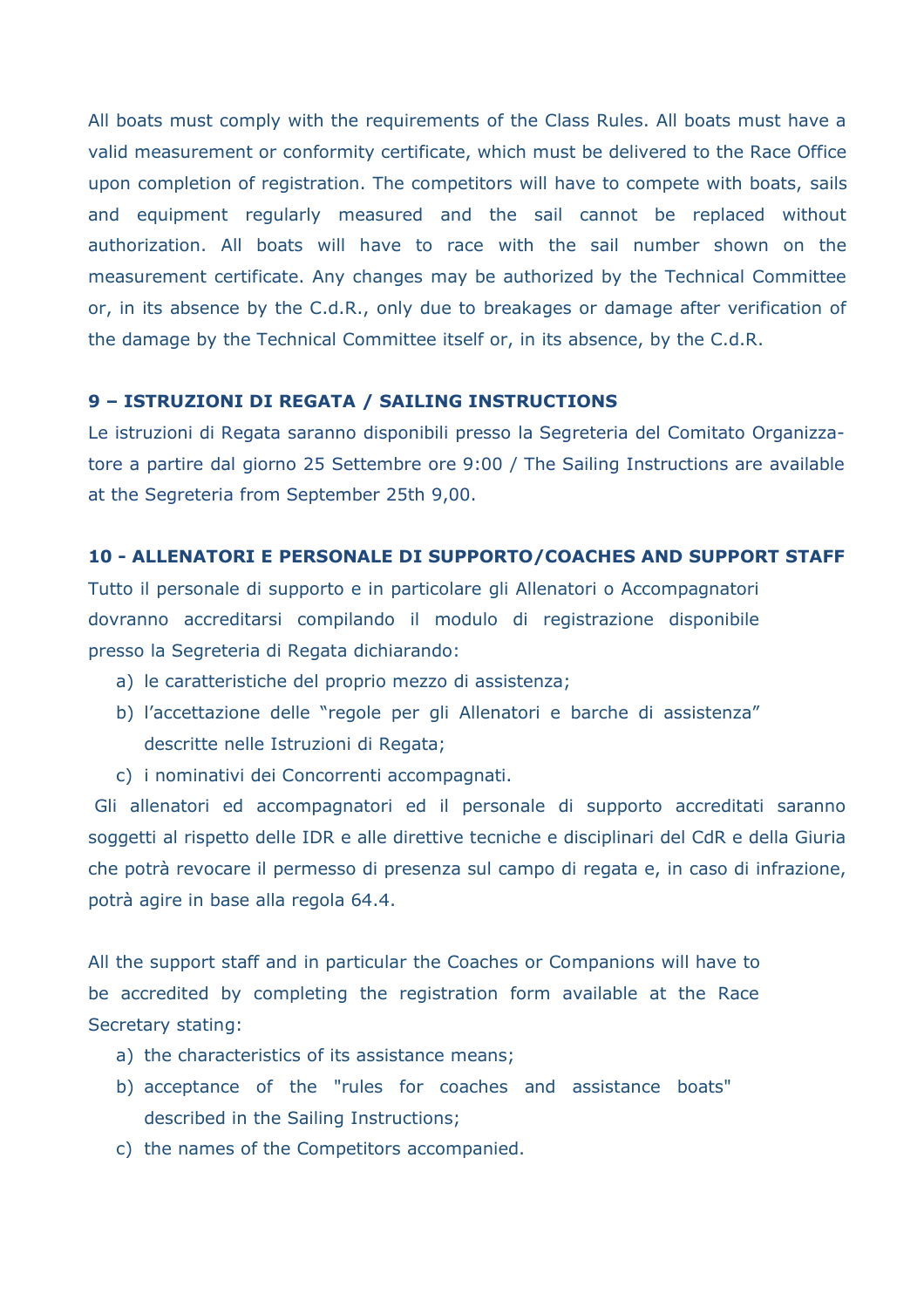All boats must comply with the requirements of the Class Rules. All boats must have a valid measurement or conformity certificate, which must be delivered to the Race Office upon completion of registration. The competitors will have to compete with boats, sails and equipment regularly measured and the sail cannot be replaced without authorization. All boats will have to race with the sail number shown on the measurement certificate. Any changes may be authorized by the Technical Committee or, in its absence by the C.d.R., only due to breakages or damage after verification of the damage by the Technical Committee itself or, in its absence, by the C.d.R.

## 9 – ISTRUZIONI DI REGATA / SAILING INSTRUCTIONS

Le istruzioni di Regata saranno disponibili presso la Segreteria del Comitato Organizzatore a partire dal giorno 25 Settembre ore 9:00 / The Sailing Instructions are available at the Segreteria from September 25th 9,00.

## 10 - ALLENATORI E PERSONALE DI SUPPORTO/COACHES AND SUPPORT STAFF

Tutto il personale di supporto e in particolare gli Allenatori o Accompagnatori dovranno accreditarsi compilando il modulo di registrazione disponibile presso la Segreteria di Regata dichiarando:

a) le caratteristiche del proprio mezzo di assistenza;
b) l'accettazione delle "regole per gli Allenatori e barche di assistenza" descritte nelle Istruzioni di Regata;
c) i nominativi dei Concorrenti accompagnati.

Gli allenatori ed accompagnatori ed il personale di supporto accreditati saranno soggetti al rispetto delle IDR e alle direttive tecniche e disciplinari del CdR e della Giuria che potrà revocare il permesso di presenza sul campo di regata e, in caso di infrazione, potrà agire in base alla regola 64.4.

All the support staff and in particular the Coaches or Companions will have to be accredited by completing the registration form available at the Race Secretary stating:

a) the characteristics of its assistance means;
b) acceptance of the "rules for coaches and assistance boats" described in the Sailing Instructions;
c) the names of the Competitors accompanied.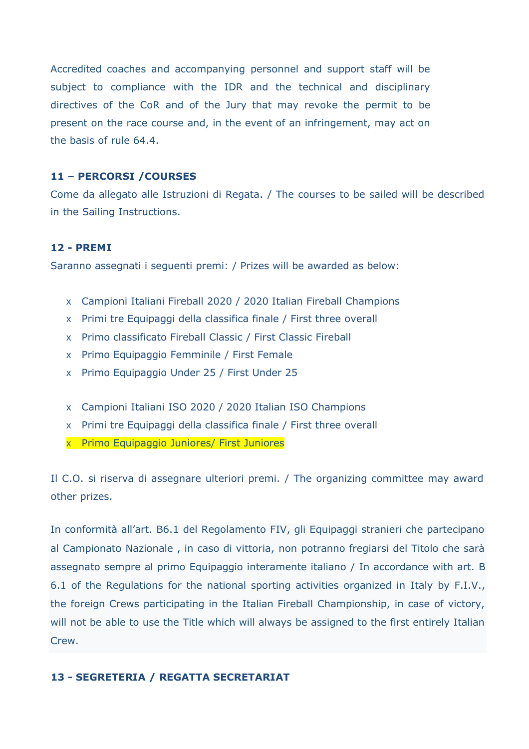Accredited coaches and accompanying personnel and support staff will be subject to compliance with the IDR and the technical and disciplinary directives of the CoR and of the Jury that may revoke the permit to be present on the race course and, in the event of an infringement, may act on the basis of rule 64.4.

**11 – PERCORSI /COURSES**

Come da allegato alle Istruzioni di Regata. / The courses to be sailed will be described in the Sailing Instructions.

**12 - PREMI**

Saranno assegnati i seguenti premi: / Prizes will be awarded as below:

- Campioni Italiani Fireball 2020 / 2020 Italian Fireball Champions
- Primi tre Equipaggi della classifica finale / First three overall
- Primo classificato Fireball Classic / First Classic Fireball
- Primo Equipaggio Femminile / First Female
- Primo Equipaggio Under 25 / First Under 25

- Campioni Italiani ISO 2020 / 2020 Italian ISO Champions
- Primi tre Equipaggi della classifica finale / First three overall
- Primo Equipaggio Juniores/ First Juniores

Il C.O. si riserva di assegnare ulteriori premi. / The organizing committee may award other prizes.

In conformità all'art. B6.1 del Regolamento FIV, gli Equipaggi stranieri che partecipano al Campionato Nazionale , in caso di vittoria, non potranno fregiarsi del Titolo che sarà assegnato sempre al primo Equipaggio interamente italiano / In accordance with art. B 6.1 of the Regulations for the national sporting activities organized in Italy by F.I.V., the foreign Crews participating in the Italian Fireball Championship, in case of victory, will not be able to use the Title which will always be assigned to the first entirely Italian Crew.

**13 - SEGRETERIA / REGATTA SECRETARIAT**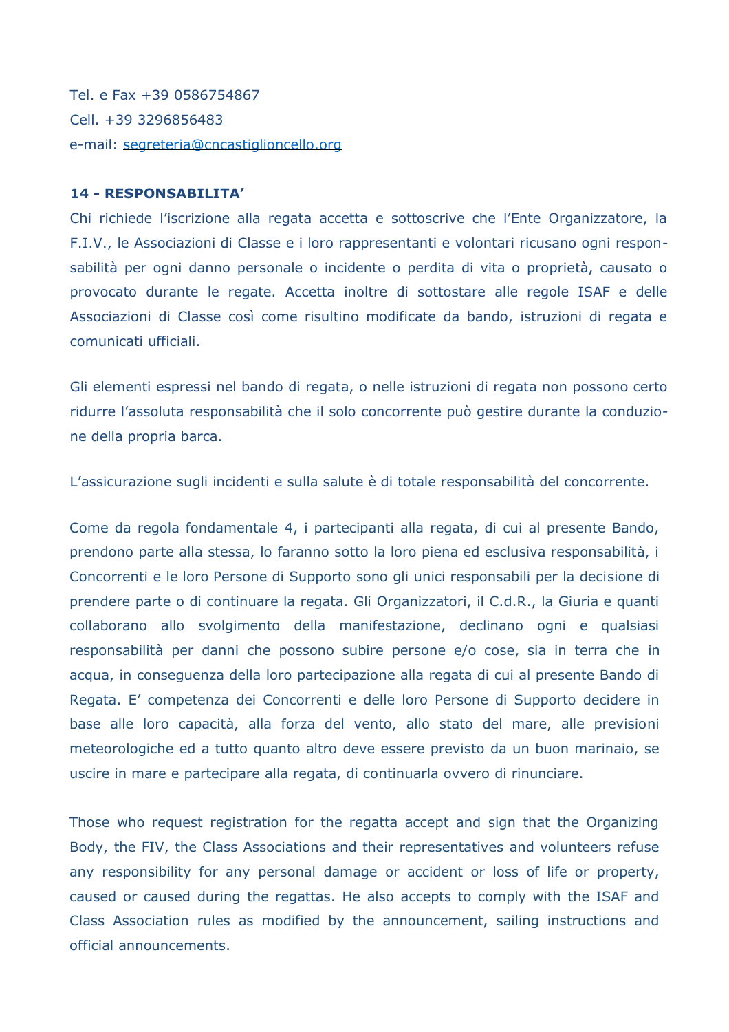Tel. e Fax +39 0586754867

Cell. +39 3296856483

e-mail: segreteria@cncastiglioncello.org

**14 - RESPONSABILITA'**

Chi richiede l'iscrizione alla regata accetta e sottoscrive che l'Ente Organizzatore, la F.I.V., le Associazioni di Classe e i loro rappresentanti e volontari ricusano ogni responsabilità per ogni danno personale o incidente o perdita di vita o proprietà, causato o provocato durante le regate. Accetta inoltre di sottostare alle regole ISAF e delle Associazioni di Classe così come risultino modificate da bando, istruzioni di regata e comunicati ufficiali.

Gli elementi espressi nel bando di regata, o nelle istruzioni di regata non possono certo ridurre l'assoluta responsabilità che il solo concorrente può gestire durante la conduzione della propria barca.

L'assicurazione sugli incidenti e sulla salute è di totale responsabilità del concorrente.

Come da regola fondamentale 4, i partecipanti alla regata, di cui al presente Bando, prendono parte alla stessa, lo faranno sotto la loro piena ed esclusiva responsabilità, i Concorrenti e le loro Persone di Supporto sono gli unici responsabili per la decisione di prendere parte o di continuare la regata. Gli Organizzatori, il C.d.R., la Giuria e quanti collaborano allo svolgimento della manifestazione, declinano ogni e qualsiasi responsabilità per danni che possono subire persone e/o cose, sia in terra che in acqua, in conseguenza della loro partecipazione alla regata di cui al presente Bando di Regata. E' competenza dei Concorrenti e delle loro Persone di Supporto decidere in base alle loro capacità, alla forza del vento, allo stato del mare, alle previsioni meteorologiche ed a tutto quanto altro deve essere previsto da un buon marinaio, se uscire in mare e partecipare alla regata, di continuarla ovvero di rinunciare.

Those who request registration for the regatta accept and sign that the Organizing Body, the FIV, the Class Associations and their representatives and volunteers refuse any responsibility for any personal damage or accident or loss of life or property, caused or caused during the regattas. He also accepts to comply with the ISAF and Class Association rules as modified by the announcement, sailing instructions and official announcements.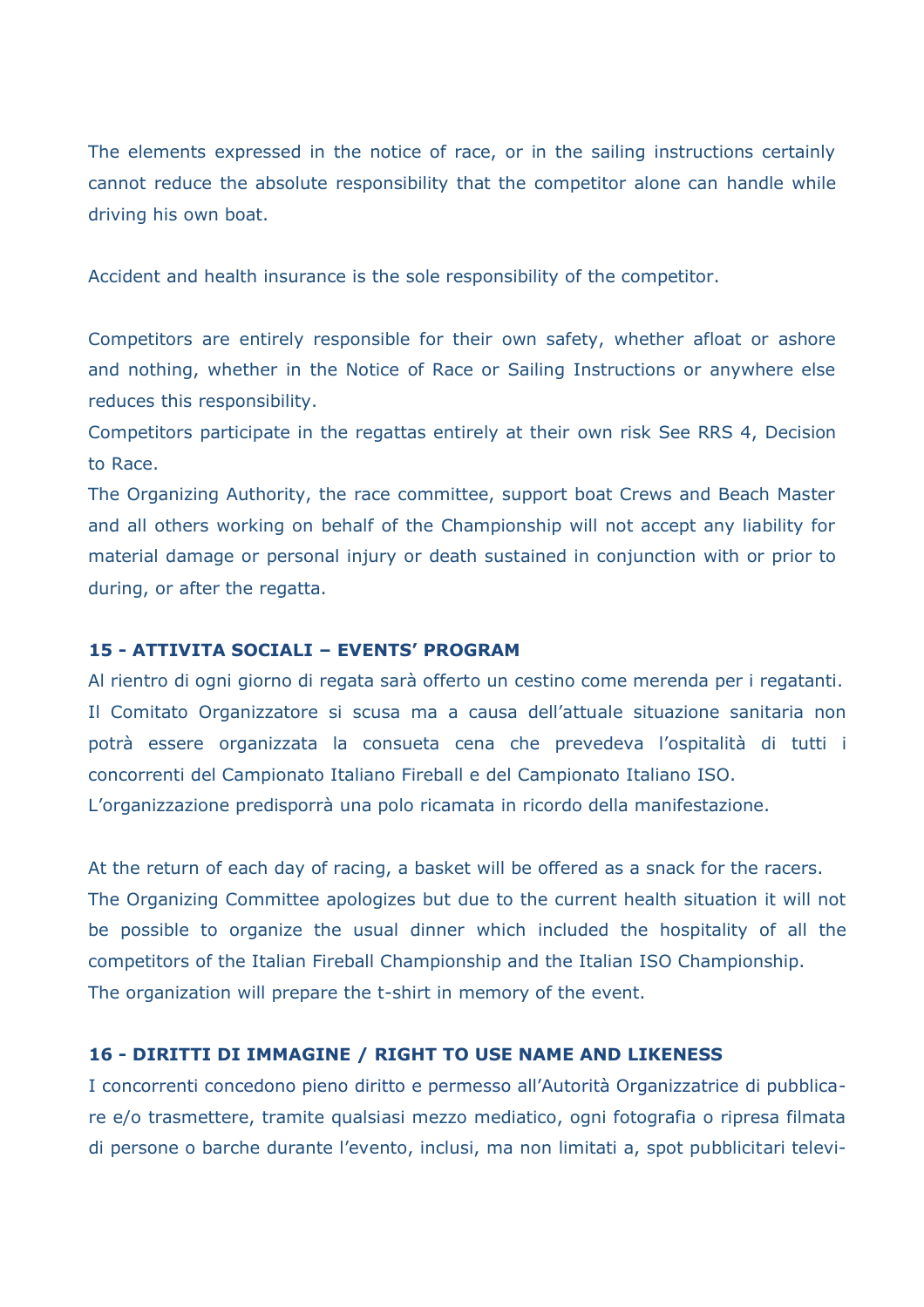The elements expressed in the notice of race, or in the sailing instructions certainly cannot reduce the absolute responsibility that the competitor alone can handle while driving his own boat.

Accident and health insurance is the sole responsibility of the competitor.

Competitors are entirely responsible for their own safety, whether afloat or ashore and nothing, whether in the Notice of Race or Sailing Instructions or anywhere else reduces this responsibility.
Competitors participate in the regattas entirely at their own risk See RRS 4, Decision to Race.
The Organizing Authority, the race committee, support boat Crews and Beach Master and all others working on behalf of the Championship will not accept any liability for material damage or personal injury or death sustained in conjunction with or prior to during, or after the regatta.

### 15 - ATTIVITA SOCIALI – EVENTS' PROGRAM

Al rientro di ogni giorno di regata sarà offerto un cestino come merenda per i regatanti.
Il Comitato Organizzatore si scusa ma a causa dell'attuale situazione sanitaria non potrà essere organizzata la consueta cena che prevedeva l'ospitalità di tutti i concorrenti del Campionato Italiano Fireball e del Campionato Italiano ISO.
L'organizzazione predisporrà una polo ricamata in ricordo della manifestazione.

At the return of each day of racing, a basket will be offered as a snack for the racers.
The Organizing Committee apologizes but due to the current health situation it will not be possible to organize the usual dinner which included the hospitality of all the competitors of the Italian Fireball Championship and the Italian ISO Championship.
The organization will prepare the t-shirt in memory of the event.

### 16 - DIRITTI DI IMMAGINE / RIGHT TO USE NAME AND LIKENESS

I concorrenti concedono pieno diritto e permesso all'Autorità Organizzatrice di pubblicare e/o trasmettere, tramite qualsiasi mezzo mediatico, ogni fotografia o ripresa filmata di persone o barche durante l'evento, inclusi, ma non limitati a, spot pubblicitari televi-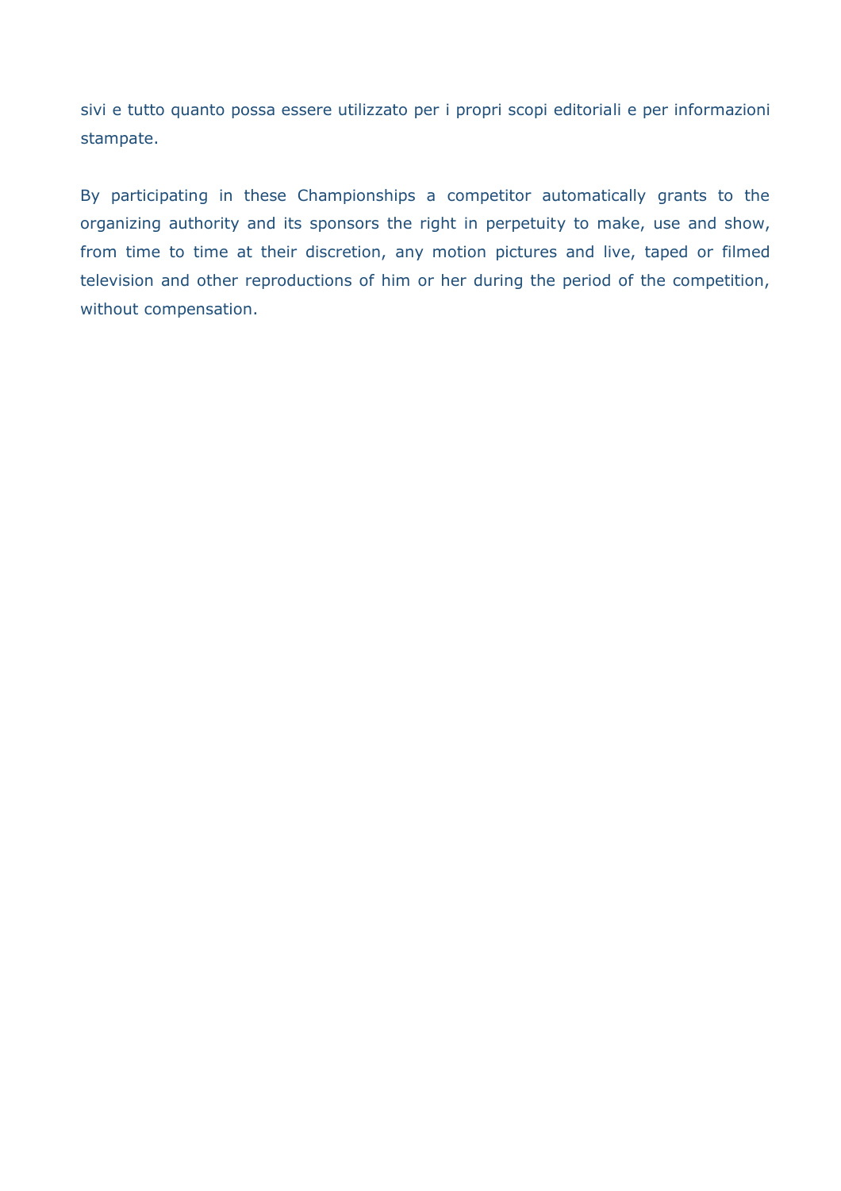sivi e tutto quanto possa essere utilizzato per i propri scopi editoriali e per informazioni stampate.

By participating in these Championships a competitor automatically grants to the organizing authority and its sponsors the right in perpetuity to make, use and show, from time to time at their discretion, any motion pictures and live, taped or filmed television and other reproductions of him or her during the period of the competition, without compensation.